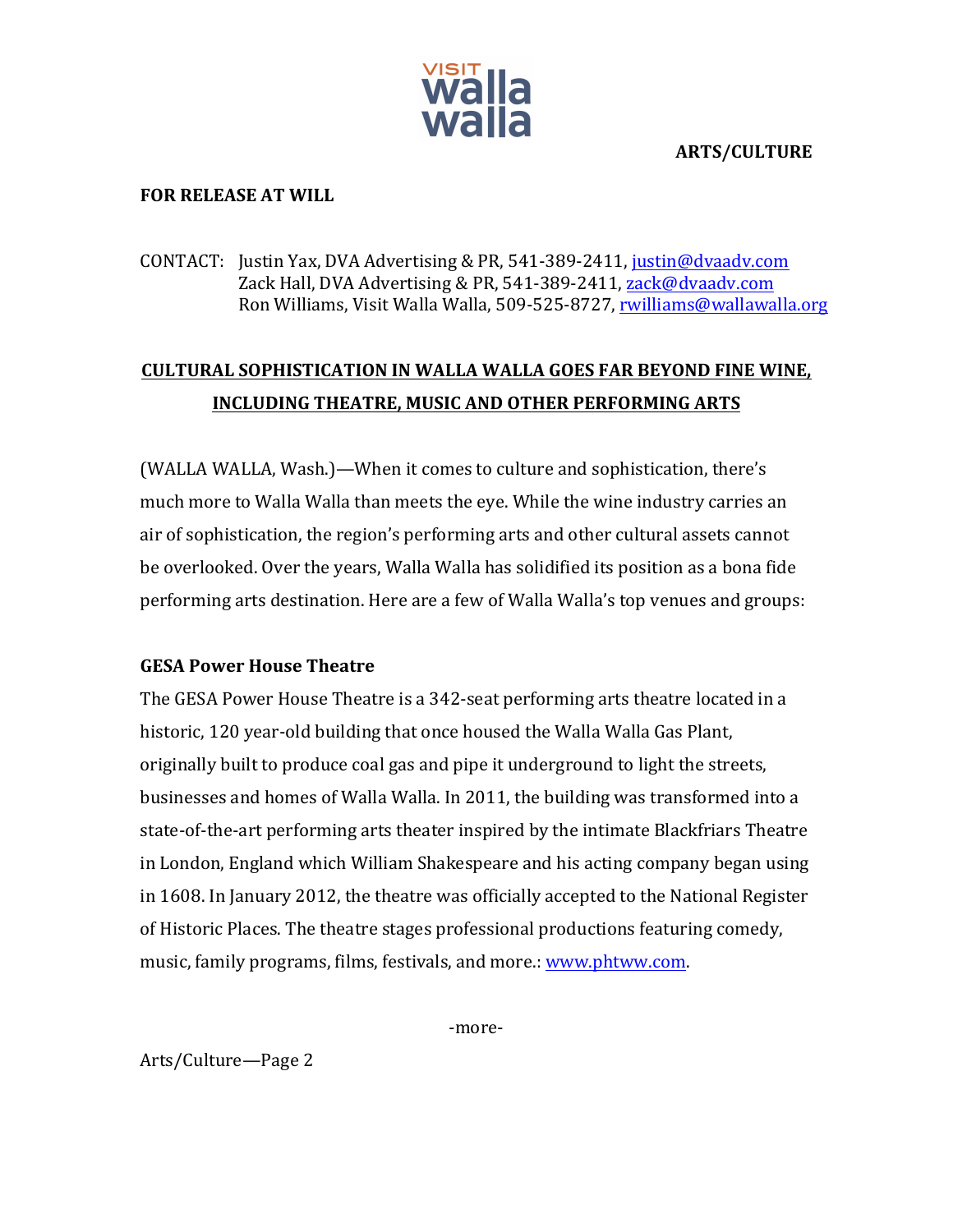VISIT walla walla

**ARTS/CULTURE**

**FOR RELEASE AT WILL**

CONTACT: Justin Yax, DVA Advertising & PR, 541-389-2411, justin@dvaadv.com
Zack Hall, DVA Advertising & PR, 541-389-2411, zack@dvaadv.com
Ron Williams, Visit Walla Walla, 509-525-8727, rwilliams@wallawalla.org

## CULTURAL SOPHISTICATION IN WALLA WALLA GOES FAR BEYOND FINE WINE, INCLUDING THEATRE, MUSIC AND OTHER PERFORMING ARTS

(WALLA WALLA, Wash.)—When it comes to culture and sophistication, there's much more to Walla Walla than meets the eye. While the wine industry carries an air of sophistication, the region's performing arts and other cultural assets cannot be overlooked. Over the years, Walla Walla has solidified its position as a bona fide performing arts destination. Here are a few of Walla Walla's top venues and groups:

### GESA Power House Theatre

The GESA Power House Theatre is a 342-seat performing arts theatre located in a historic, 120 year-old building that once housed the Walla Walla Gas Plant, originally built to produce coal gas and pipe it underground to light the streets, businesses and homes of Walla Walla. In 2011, the building was transformed into a state-of-the-art performing arts theater inspired by the intimate Blackfriars Theatre in London, England which William Shakespeare and his acting company began using in 1608. In January 2012, the theatre was officially accepted to the National Register of Historic Places. The theatre stages professional productions featuring comedy, music, family programs, films, festivals, and more.: www.phtww.com.

-more-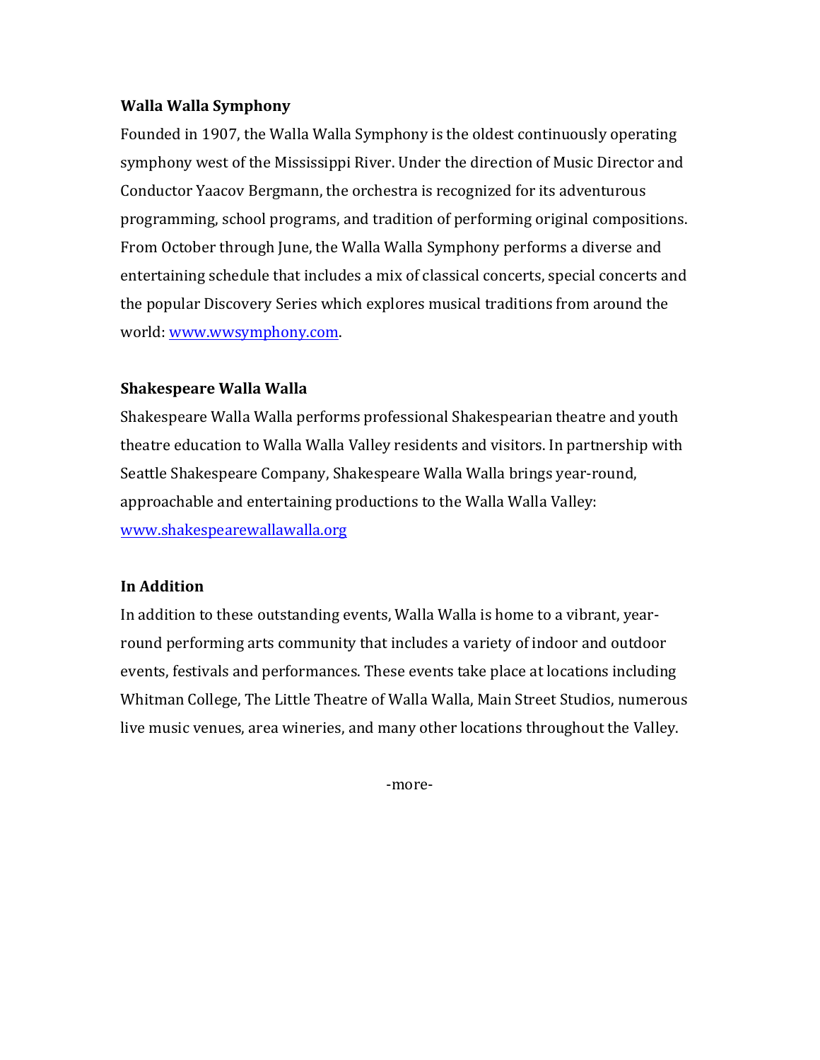**Walla Walla Symphony**

Founded in 1907, the Walla Walla Symphony is the oldest continuously operating symphony west of the Mississippi River. Under the direction of Music Director and Conductor Yaacov Bergmann, the orchestra is recognized for its adventurous programming, school programs, and tradition of performing original compositions. From October through June, the Walla Walla Symphony performs a diverse and entertaining schedule that includes a mix of classical concerts, special concerts and the popular Discovery Series which explores musical traditions from around the world: [www.wwsymphony.com](http://www.wwsymphony.com).

**Shakespeare Walla Walla**

Shakespeare Walla Walla performs professional Shakespearian theatre and youth theatre education to Walla Walla Valley residents and visitors. In partnership with Seattle Shakespeare Company, Shakespeare Walla Walla brings year-round, approachable and entertaining productions to the Walla Walla Valley: [www.shakespearewallawalla.org](http://www.shakespearewallawalla.org)

**In Addition**

In addition to these outstanding events, Walla Walla is home to a vibrant, year-round performing arts community that includes a variety of indoor and outdoor events, festivals and performances. These events take place at locations including Whitman College, The Little Theatre of Walla Walla, Main Street Studios, numerous live music venues, area wineries, and many other locations throughout the Valley.

-more-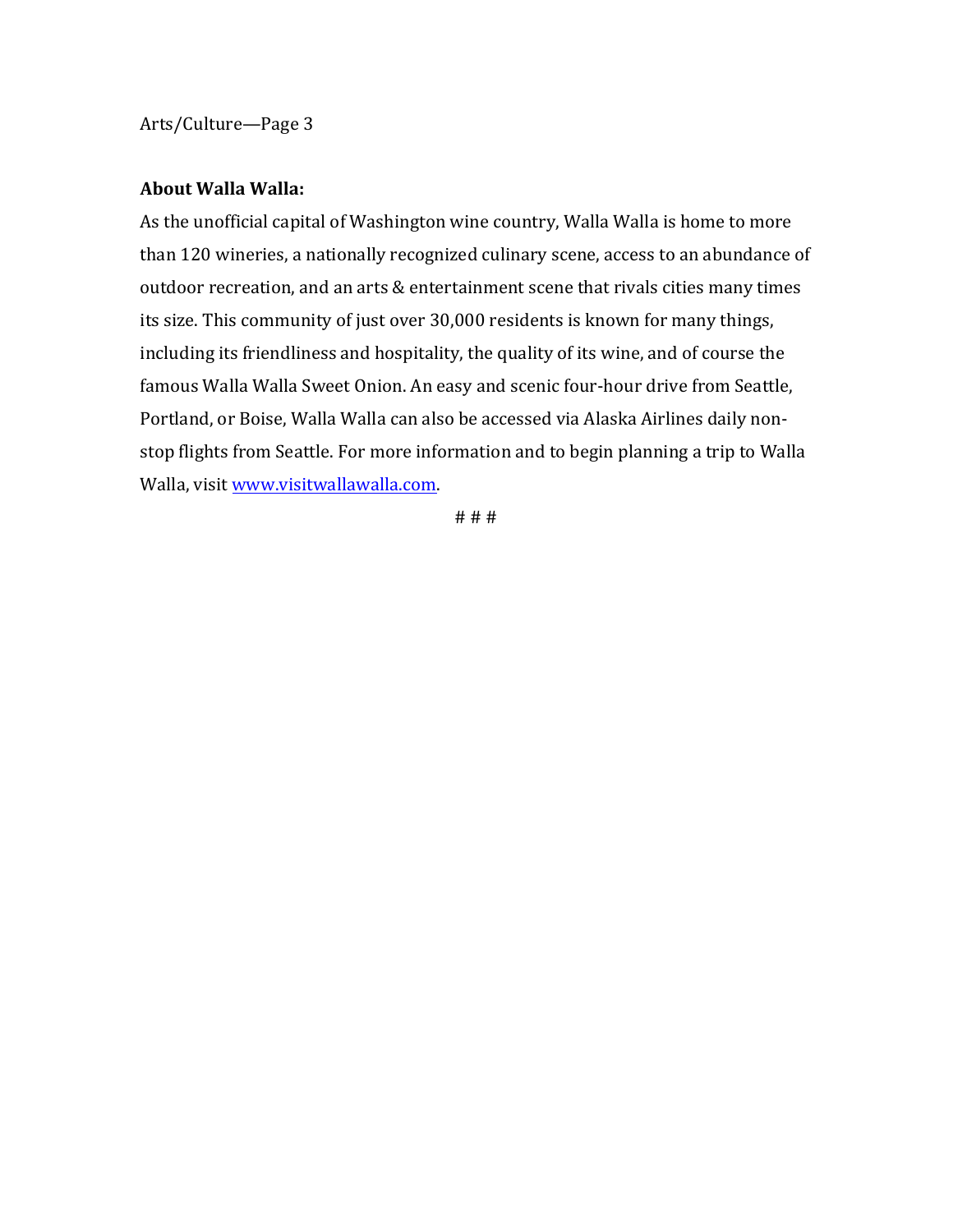**About Walla Walla:**

As the unofficial capital of Washington wine country, Walla Walla is home to more than 120 wineries, a nationally recognized culinary scene, access to an abundance of outdoor recreation, and an arts & entertainment scene that rivals cities many times its size. This community of just over 30,000 residents is known for many things, including its friendliness and hospitality, the quality of its wine, and of course the famous Walla Walla Sweet Onion. An easy and scenic four-hour drive from Seattle, Portland, or Boise, Walla Walla can also be accessed via Alaska Airlines daily non-stop flights from Seattle. For more information and to begin planning a trip to Walla Walla, visit [www.visitwallawalla.com](http://www.visitwallawalla.com).

# # #